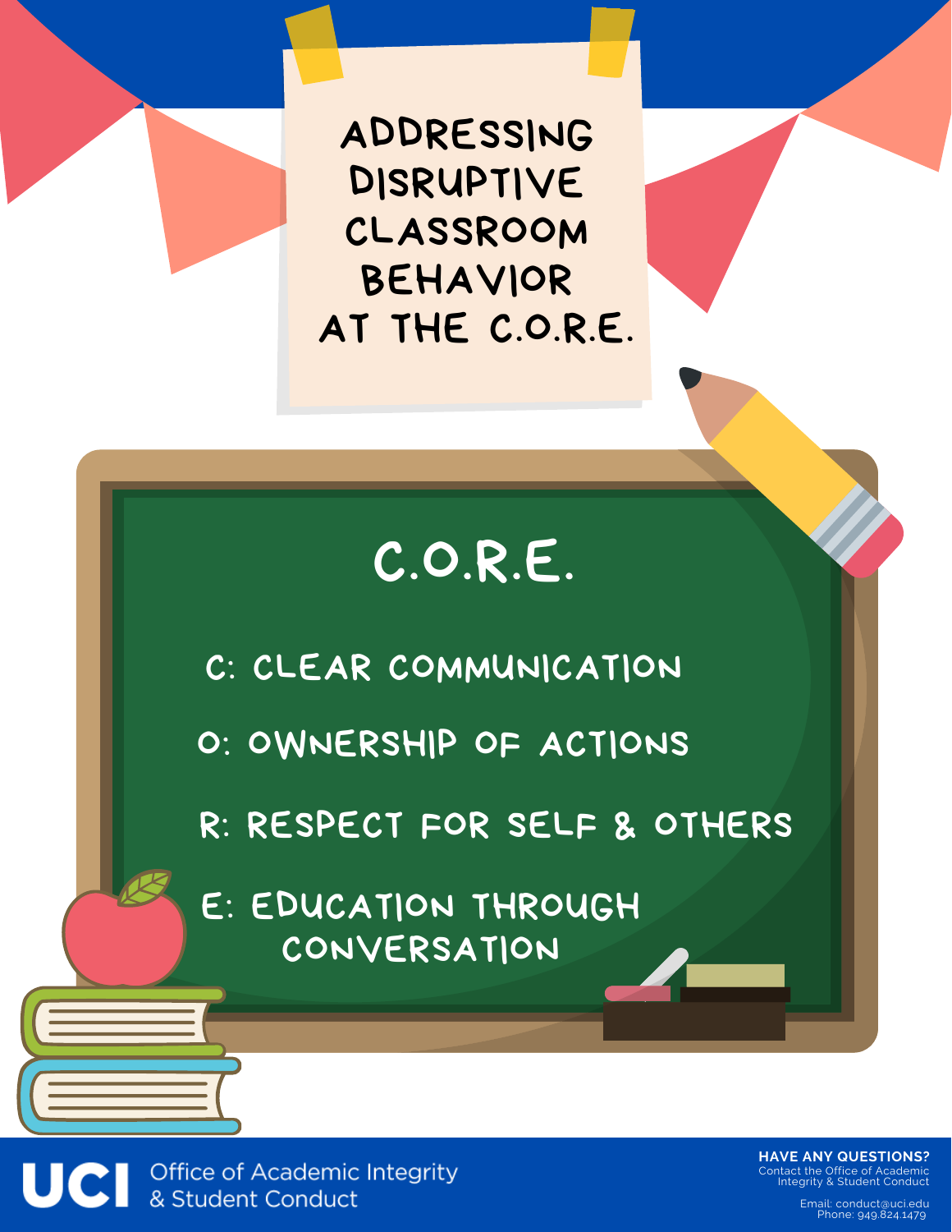# ADDRESSING DISRUPTIVE CLASSROOM BEHAVIOR AT THE C.O.R.E.

## C.O.R.E.

- C: CLEAR COMMUNICATION
- O: OWNERSHIP OF ACTIONS
- R: RESPECT FOR SELF & OTHERS
- E: EDUCATION THROUGH CONVERSATION

UCI Office of Academic Integrity & Student Conduct

**HAVE ANY QUESTIONS?**
Contact the Office of Academic Integrity & Student Conduct

Email: conduct@uci.edu
Phone: 949.824.1479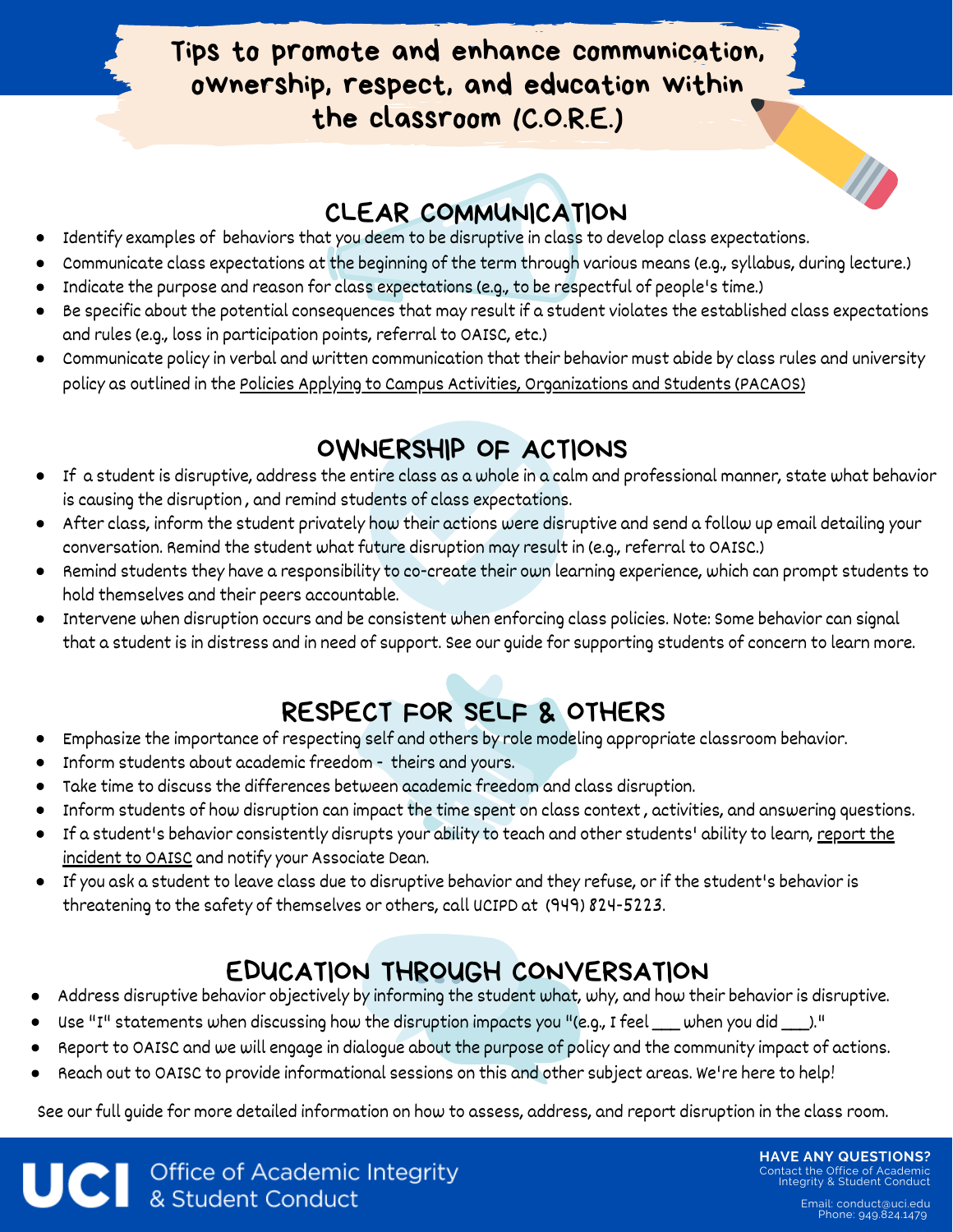# Tips to promote and enhance communication, ownership, respect, and education within the classroom (C.O.R.E.)

## CLEAR COMMUNICATION

- Identify examples of behaviors that you deem to be disruptive in class to develop class expectations.
- Communicate class expectations at the beginning of the term through various means (e.g., syllabus, during lecture.)
- Indicate the purpose and reason for class expectations (e.g., to be respectful of people's time.)
- Be specific about the potential consequences that may result if a student violates the established class expectations and rules (e.g., loss in participation points, referral to OAISC, etc.)
- Communicate policy in verbal and written communication that their behavior must abide by class rules and university policy as outlined in the Policies Applying to Campus Activities, Organizations and Students (PACAOS)

## OWNERSHIP OF ACTIONS

- If a student is disruptive, address the entire class as a whole in a calm and professional manner, state what behavior is causing the disruption , and remind students of class expectations.
- After class, inform the student privately how their actions were disruptive and send a follow up email detailing your conversation. Remind the student what future disruption may result in (e.g., referral to OAISC.)
- Remind students they have a responsibility to co-create their own learning experience, which can prompt students to hold themselves and their peers accountable.
- Intervene when disruption occurs and be consistent when enforcing class policies. Note: Some behavior can signal that a student is in distress and in need of support. See our guide for supporting students of concern to learn more.

## RESPECT FOR SELF & OTHERS

- Emphasize the importance of respecting self and others by role modeling appropriate classroom behavior.
- Inform students about academic freedom - theirs and yours.
- Take time to discuss the differences between academic freedom and class disruption.
- Inform students of how disruption can impact the time spent on class context , activities, and answering questions.
- If a student's behavior consistently disrupts your ability to teach and other students' ability to learn, report the incident to OAISC and notify your Associate Dean.
- If you ask a student to leave class due to disruptive behavior and they refuse, or if the student's behavior is threatening to the safety of themselves or others, call UCIPD at (949) 824-5223.

## EDUCATION THROUGH CONVERSATION

- Address disruptive behavior objectively by informing the student what, why, and how their behavior is disruptive.
- Use "I" statements when discussing how the disruption impacts you "(e.g., I feel ___ when you did ___)."
- Report to OAISC and we will engage in dialogue about the purpose of policy and the community impact of actions.
- Reach out to OAISC to provide informational sessions on this and other subject areas. We're here to help!

See our full guide for more detailed information on how to assess, address, and report disruption in the class room.

UCI Office of Academic Integrity & Student Conduct

**HAVE ANY QUESTIONS?**
Contact the Office of Academic Integrity & Student Conduct

Email: conduct@uci.edu
Phone: 949.824.1479